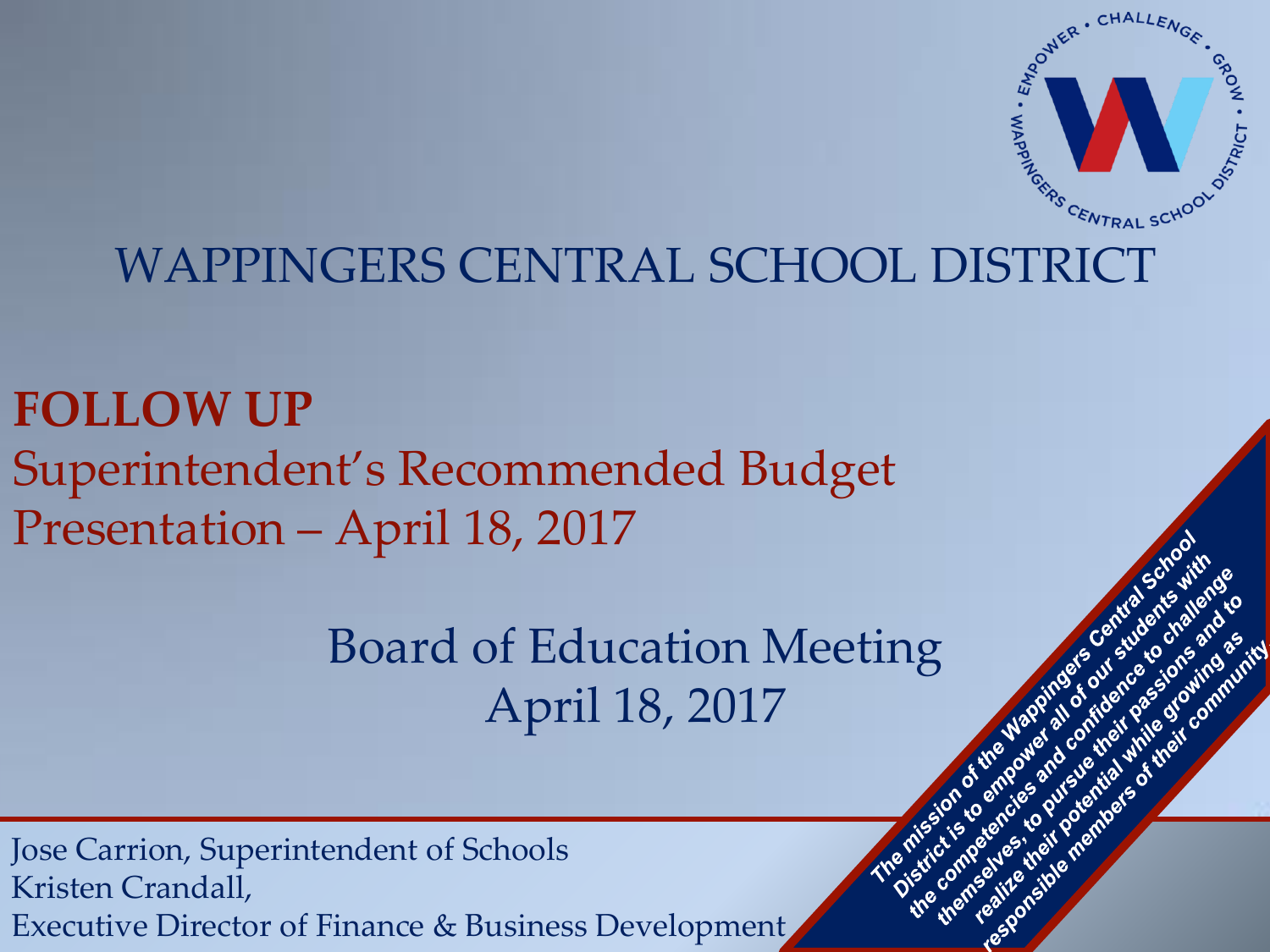# WAPPINGERS CENTRAL SCHOOL DISTRICT

**FOLLOW UP**

Superintendent's Recommended Budget Presentation – April 18, 2017

Board of Education Meeting
April 18, 2017

Jose Carrion, Superintendent of Schools
Kristen Crandall,
Executive Director of Finance & Business Development

*The mission of the Wappingers Central School District is to empower all of our students with the competencies and confidence to challenge themselves, to pursue their passions and to realize their potential while growing as responsible members of their community.*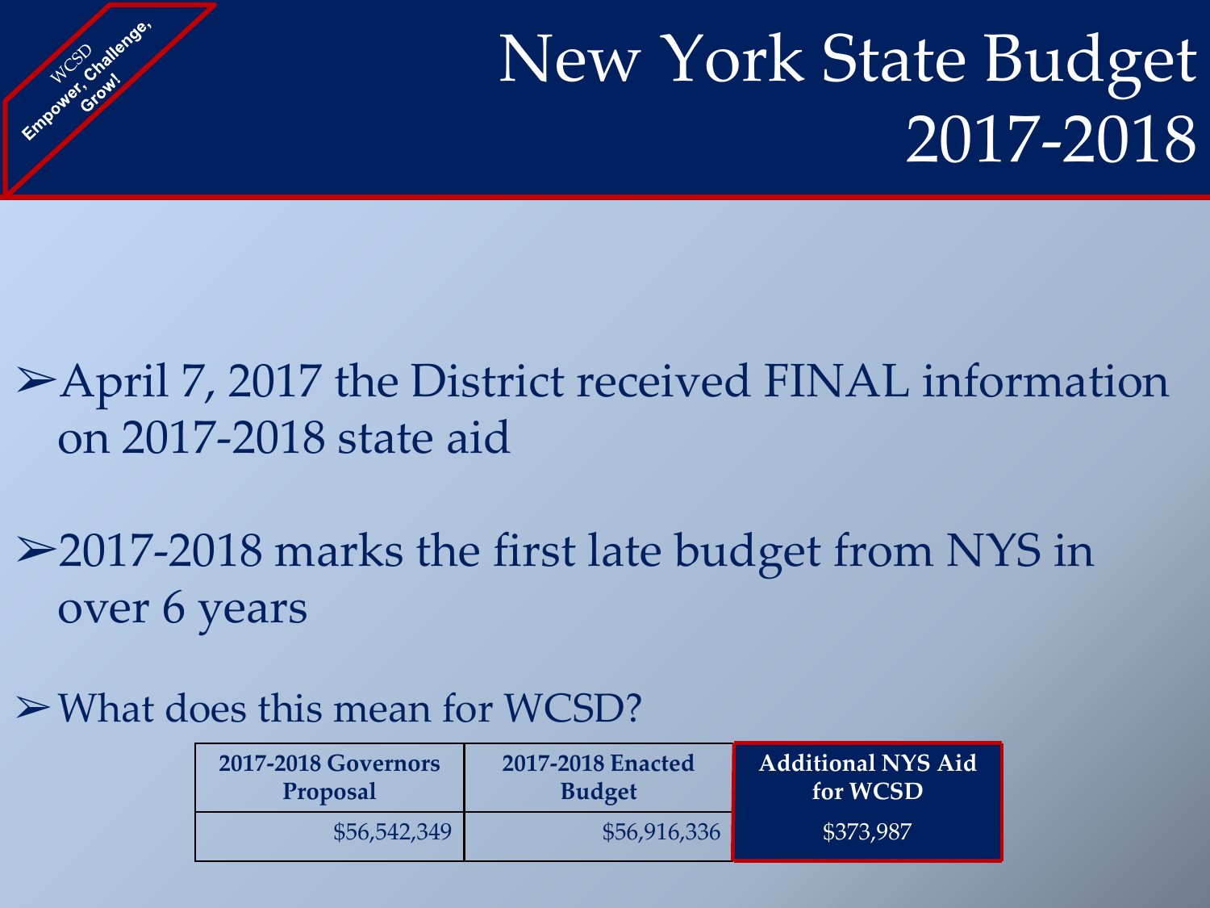WCSD Empower, Challenge, Grow!

# New York State Budget 2017-2018

- April 7, 2017 the District received FINAL information on 2017-2018 state aid
- 2017-2018 marks the first late budget from NYS in over 6 years
- What does this mean for WCSD?

| 2017-2018 Governors Proposal | 2017-2018 Enacted Budget | Additional NYS Aid for WCSD |
|---|---|---|
| $56,542,349 | $56,916,336 | $373,987 |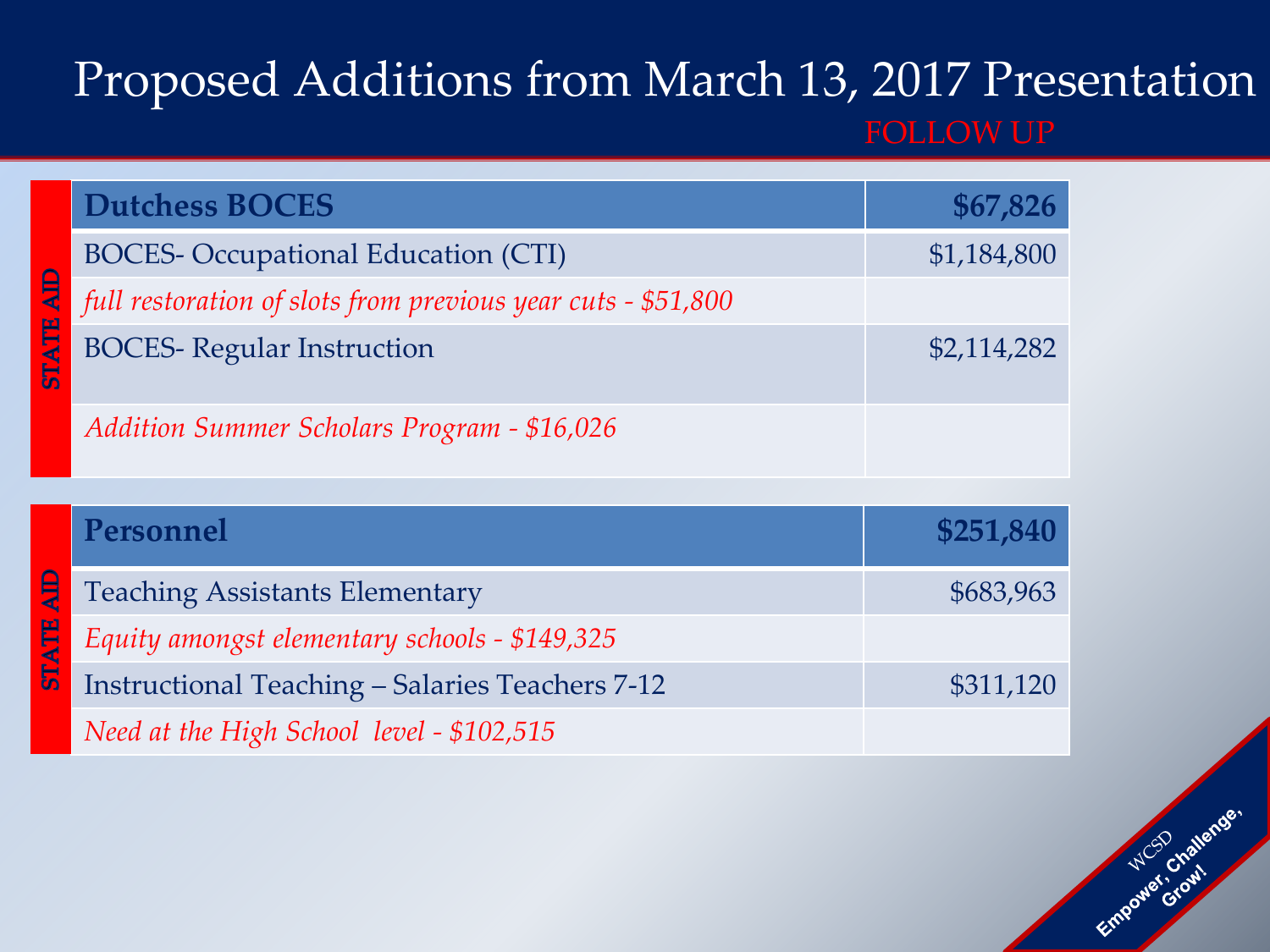# Proposed Additions from March 13, 2017 Presentation

FOLLOW UP

STATE AID

| Dutchess BOCES | $67,826 |
|---|---|
| BOCES- Occupational Education (CTI) | $1,184,800 |
| *full restoration of slots from previous year cuts - $51,800* | |
| BOCES- Regular Instruction | $2,114,282 |
| *Addition Summer Scholars Program - $16,026* | |

STATE AID

| Personnel | $251,840 |
|---|---|
| Teaching Assistants Elementary | $683,963 |
| *Equity amongst elementary schools - $149,325* | |
| Instructional Teaching – Salaries Teachers 7-12 | $311,120 |
| *Need at the High School level - $102,515* | |

WCSD Empower, Challenge, Grow!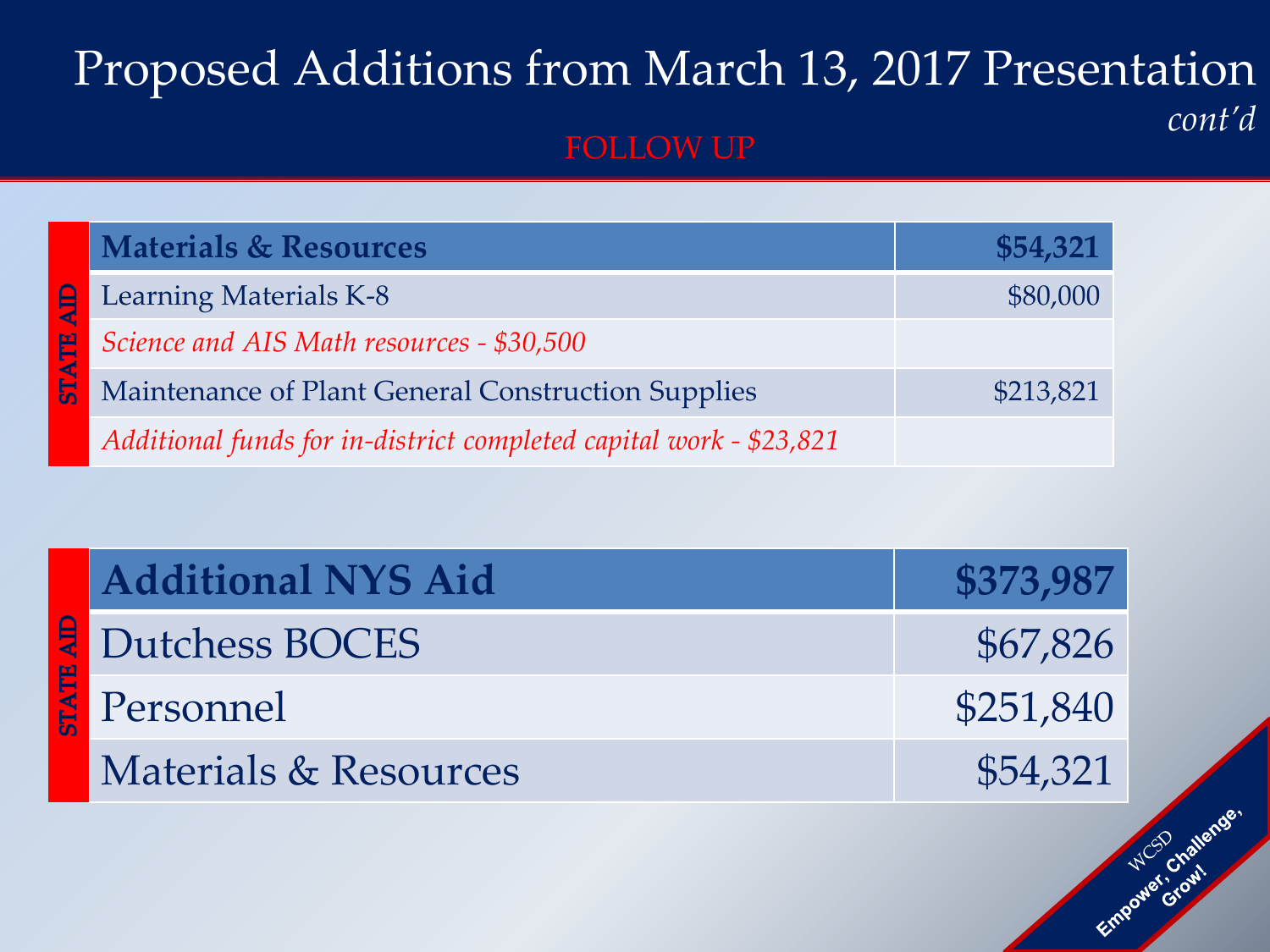# Proposed Additions from March 13, 2017 Presentation *cont'd*

FOLLOW UP

| STATE AID | Materials & Resources | $54,321 |
|---|---|---|
| | Learning Materials K-8 | $80,000 |
| | *Science and AIS Math resources - $30,500* | |
| | Maintenance of Plant General Construction Supplies | $213,821 |
| | *Additional funds for in-district completed capital work - $23,821* | |

| STATE AID | Additional NYS Aid | $373,987 |
|---|---|---|
| | Dutchess BOCES | $67,826 |
| | Personnel | $251,840 |
| | Materials & Resources | $54,321 |

WCSD Empower, Challenge, Grow!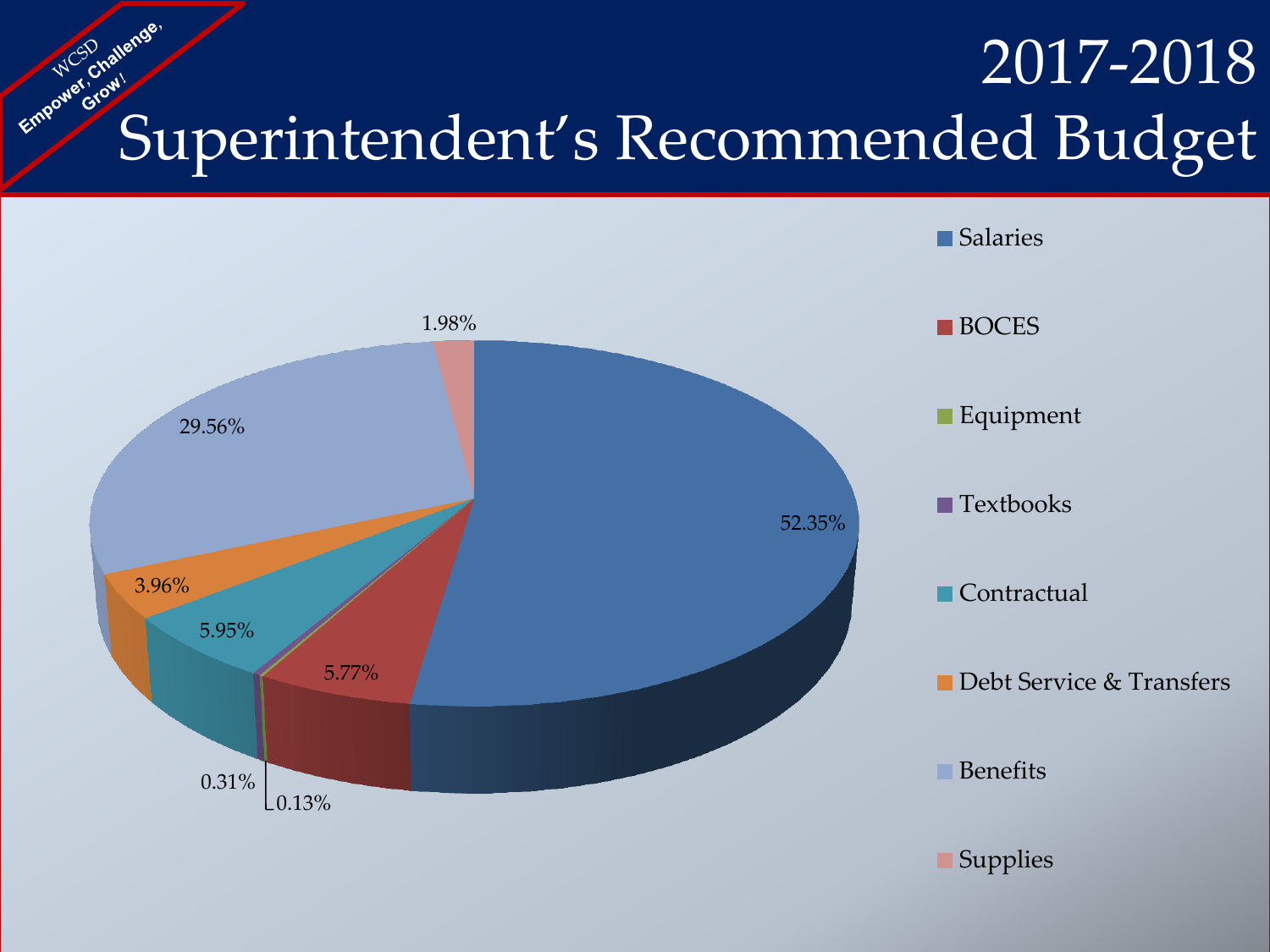# 2017-2018 Superintendent's Recommended Budget

WCSD Empower, Challenge, Grow!

| Category | Percentage |
| --- | --- |
| Salaries | 52.35% |
| BOCES | 5.77% |
| Equipment | 0.13% |
| Textbooks | 0.31% |
| Contractual | 5.95% |
| Debt Service & Transfers | 3.96% |
| Benefits | 29.56% |
| Supplies | 1.98% |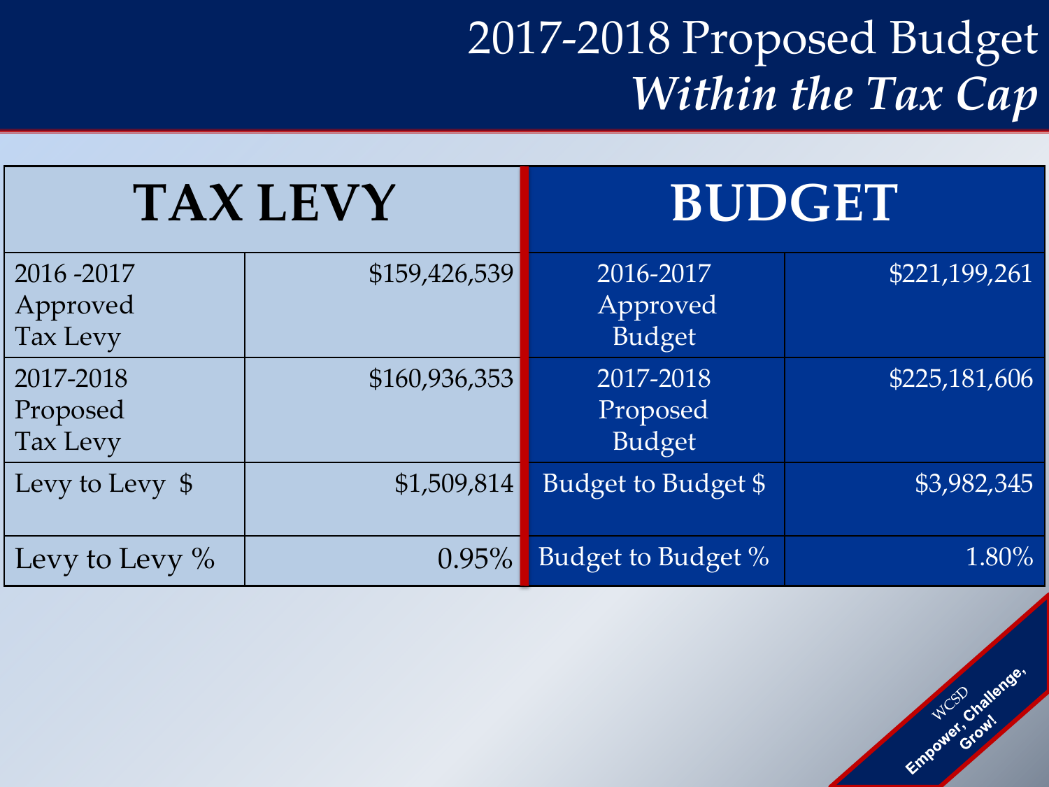# 2017-2018 Proposed Budget
## *Within the Tax Cap*

| TAX LEVY | | BUDGET | |
|---|---|---|---|
| 2016 -2017 Approved Tax Levy | $159,426,539 | 2016-2017 Approved Budget | $221,199,261 |
| 2017-2018 Proposed Tax Levy | $160,936,353 | 2017-2018 Proposed Budget | $225,181,606 |
| Levy to Levy $ | $1,509,814 | Budget to Budget $ | $3,982,345 |
| Levy to Levy % | 0.95% | Budget to Budget % | 1.80% |

WCSD
Empower, Challenge, Grow!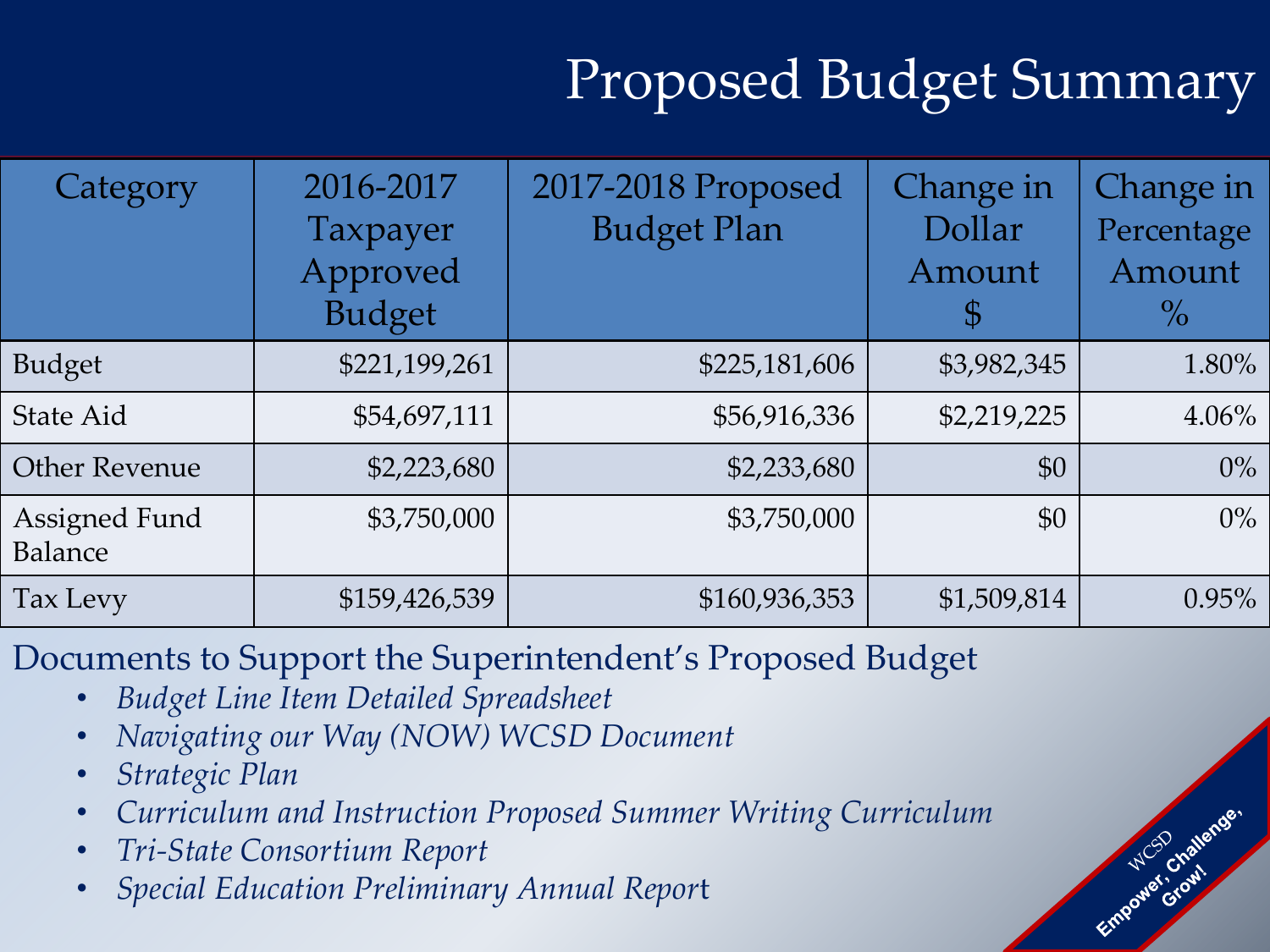# Proposed Budget Summary

| Category | 2016-2017 Taxpayer Approved Budget | 2017-2018 Proposed Budget Plan | Change in Dollar Amount $ | Change in Percentage Amount % |
|---|---|---|---|---|
| Budget | $221,199,261 | $225,181,606 | $3,982,345 | 1.80% |
| State Aid | $54,697,111 | $56,916,336 | $2,219,225 | 4.06% |
| Other Revenue | $2,223,680 | $2,233,680 | $0 | 0% |
| Assigned Fund Balance | $3,750,000 | $3,750,000 | $0 | 0% |
| Tax Levy | $159,426,539 | $160,936,353 | $1,509,814 | 0.95% |

Documents to Support the Superintendent's Proposed Budget

- *Budget Line Item Detailed Spreadsheet*
- *Navigating our Way (NOW) WCSD Document*
- *Strategic Plan*
- *Curriculum and Instruction Proposed Summer Writing Curriculum*
- *Tri-State Consortium Report*
- *Special Education Preliminary Annual Report*

WCSD Empower, Challenge, Grow!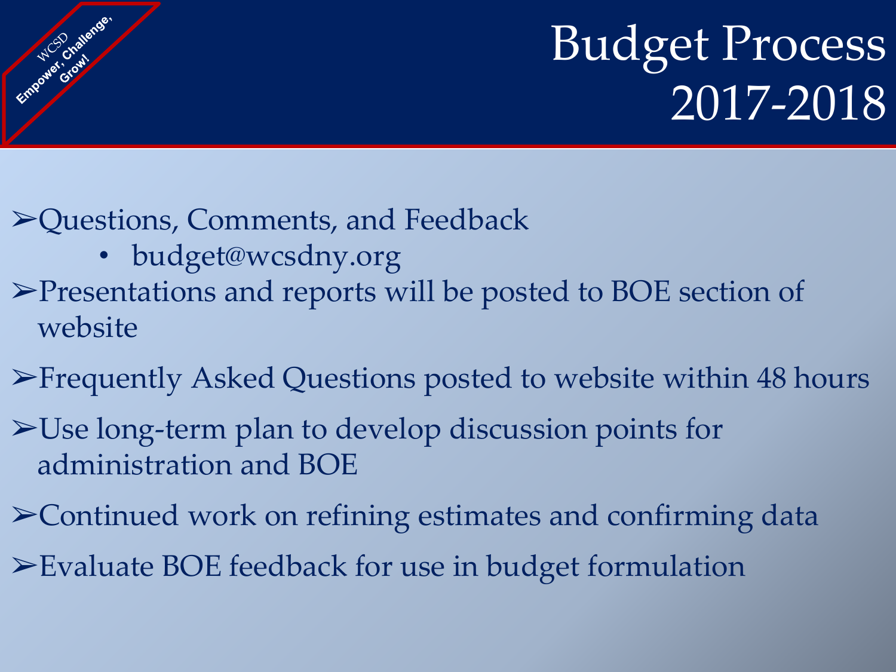# Budget Process 2017-2018

- Questions, Comments, and Feedback
  - budget@wcsdny.org
- Presentations and reports will be posted to BOE section of website
- Frequently Asked Questions posted to website within 48 hours
- Use long-term plan to develop discussion points for administration and BOE
- Continued work on refining estimates and confirming data
- Evaluate BOE feedback for use in budget formulation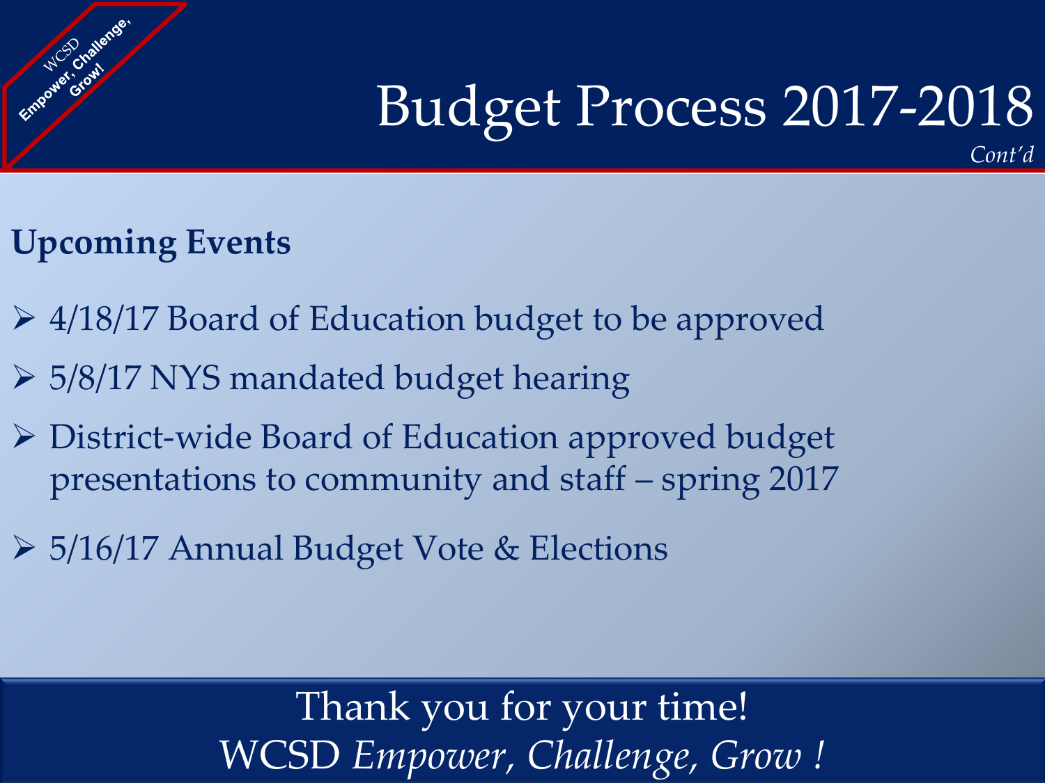WCSD Empower, Challenge, Grow!

# Budget Process 2017-2018

*Cont'd*

**Upcoming Events**

- 4/18/17 Board of Education budget to be approved
- 5/8/17 NYS mandated budget hearing
- District-wide Board of Education approved budget presentations to community and staff – spring 2017
- 5/16/17 Annual Budget Vote & Elections

Thank you for your time!
WCSD *Empower, Challenge, Grow !*